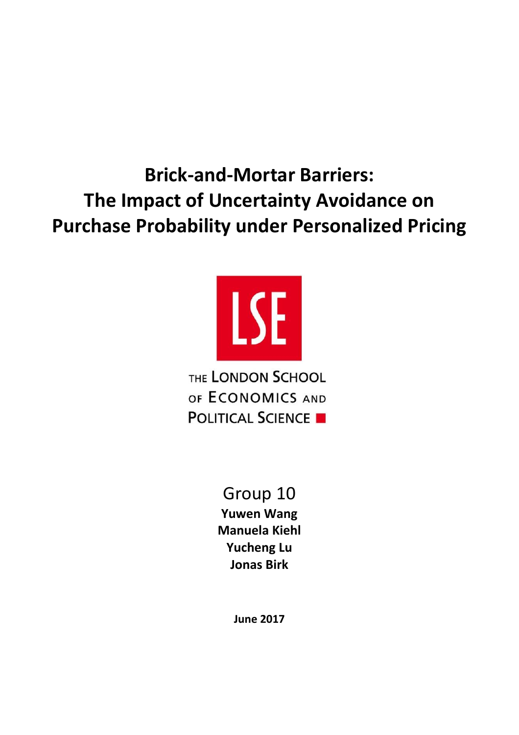# Brick-and-Mortar Barriers: The Impact of Uncertainty Avoidance on Purchase Probability under Personalized Pricing

THE LONDON SCHOOL OF ECONOMICS AND POLITICAL SCIENCE

Group 10

**Yuwen Wang**
**Manuela Kiehl**
**Yucheng Lu**
**Jonas Birk**

**June 2017**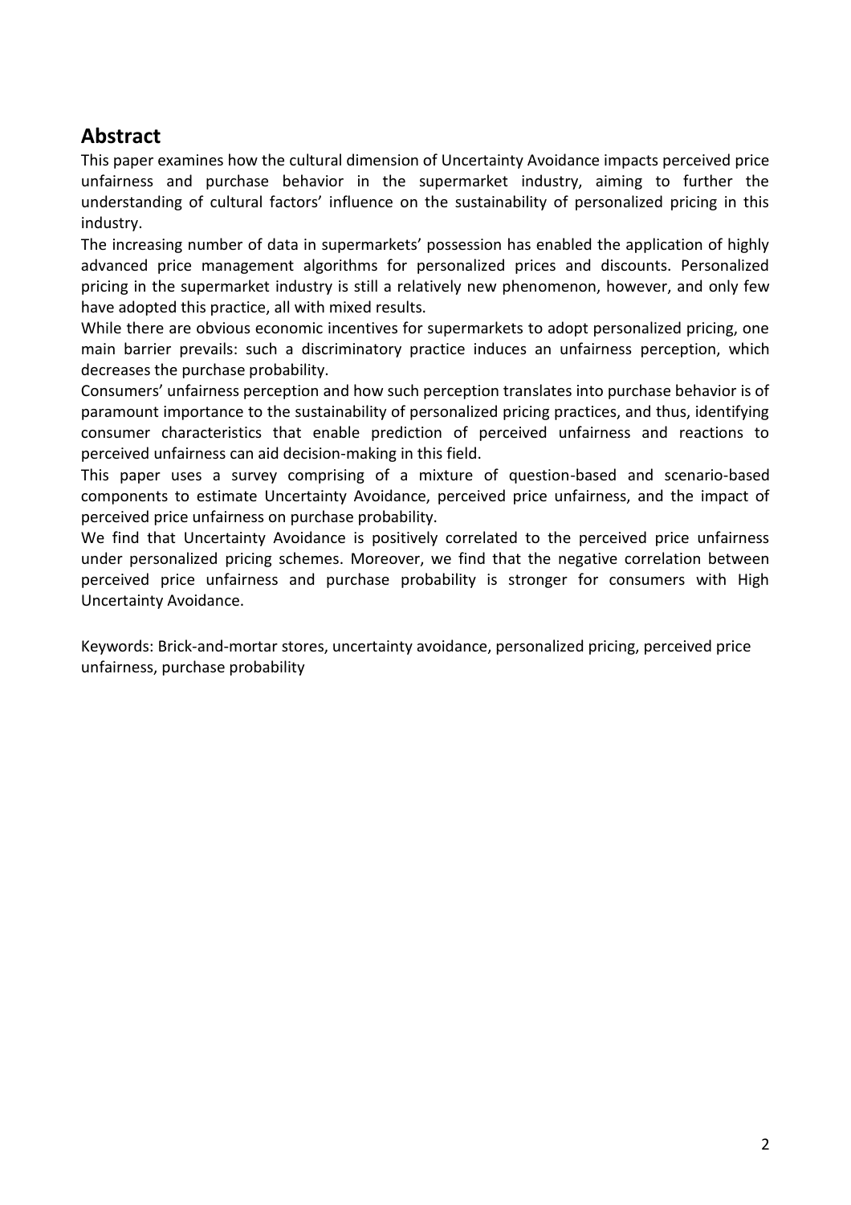## Abstract

This paper examines how the cultural dimension of Uncertainty Avoidance impacts perceived price unfairness and purchase behavior in the supermarket industry, aiming to further the understanding of cultural factors' influence on the sustainability of personalized pricing in this industry.

The increasing number of data in supermarkets' possession has enabled the application of highly advanced price management algorithms for personalized prices and discounts. Personalized pricing in the supermarket industry is still a relatively new phenomenon, however, and only few have adopted this practice, all with mixed results.

While there are obvious economic incentives for supermarkets to adopt personalized pricing, one main barrier prevails: such a discriminatory practice induces an unfairness perception, which decreases the purchase probability.

Consumers' unfairness perception and how such perception translates into purchase behavior is of paramount importance to the sustainability of personalized pricing practices, and thus, identifying consumer characteristics that enable prediction of perceived unfairness and reactions to perceived unfairness can aid decision-making in this field.

This paper uses a survey comprising of a mixture of question-based and scenario-based components to estimate Uncertainty Avoidance, perceived price unfairness, and the impact of perceived price unfairness on purchase probability.

We find that Uncertainty Avoidance is positively correlated to the perceived price unfairness under personalized pricing schemes. Moreover, we find that the negative correlation between perceived price unfairness and purchase probability is stronger for consumers with High Uncertainty Avoidance.

Keywords: Brick-and-mortar stores, uncertainty avoidance, personalized pricing, perceived price unfairness, purchase probability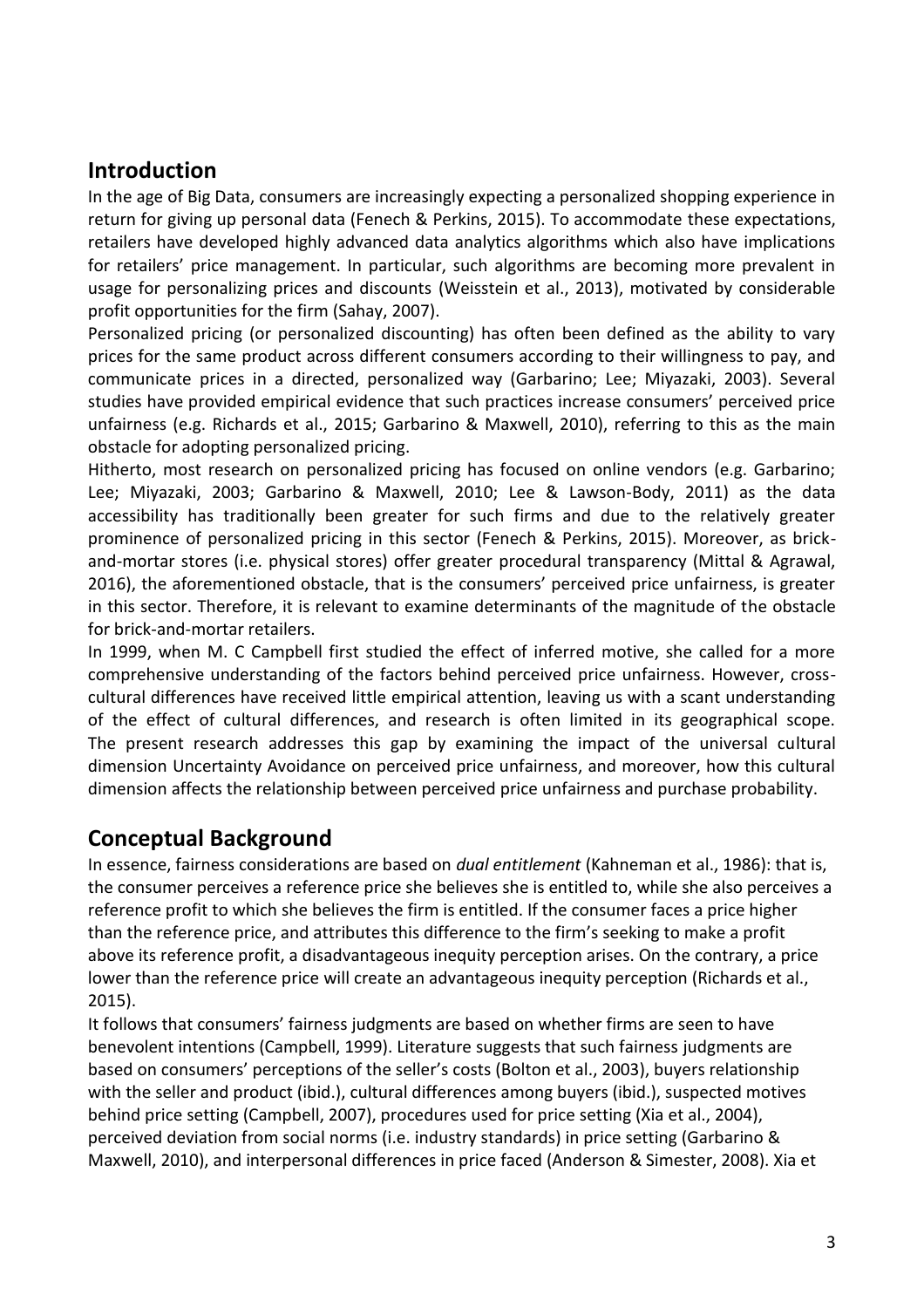## Introduction

In the age of Big Data, consumers are increasingly expecting a personalized shopping experience in return for giving up personal data (Fenech & Perkins, 2015). To accommodate these expectations, retailers have developed highly advanced data analytics algorithms which also have implications for retailers' price management. In particular, such algorithms are becoming more prevalent in usage for personalizing prices and discounts (Weisstein et al., 2013), motivated by considerable profit opportunities for the firm (Sahay, 2007).

Personalized pricing (or personalized discounting) has often been defined as the ability to vary prices for the same product across different consumers according to their willingness to pay, and communicate prices in a directed, personalized way (Garbarino; Lee; Miyazaki, 2003). Several studies have provided empirical evidence that such practices increase consumers' perceived price unfairness (e.g. Richards et al., 2015; Garbarino & Maxwell, 2010), referring to this as the main obstacle for adopting personalized pricing.

Hitherto, most research on personalized pricing has focused on online vendors (e.g. Garbarino; Lee; Miyazaki, 2003; Garbarino & Maxwell, 2010; Lee & Lawson-Body, 2011) as the data accessibility has traditionally been greater for such firms and due to the relatively greater prominence of personalized pricing in this sector (Fenech & Perkins, 2015). Moreover, as brick-and-mortar stores (i.e. physical stores) offer greater procedural transparency (Mittal & Agrawal, 2016), the aforementioned obstacle, that is the consumers' perceived price unfairness, is greater in this sector. Therefore, it is relevant to examine determinants of the magnitude of the obstacle for brick-and-mortar retailers.

In 1999, when M. C Campbell first studied the effect of inferred motive, she called for a more comprehensive understanding of the factors behind perceived price unfairness. However, cross-cultural differences have received little empirical attention, leaving us with a scant understanding of the effect of cultural differences, and research is often limited in its geographical scope. The present research addresses this gap by examining the impact of the universal cultural dimension Uncertainty Avoidance on perceived price unfairness, and moreover, how this cultural dimension affects the relationship between perceived price unfairness and purchase probability.

## Conceptual Background

In essence, fairness considerations are based on *dual entitlement* (Kahneman et al., 1986): that is, the consumer perceives a reference price she believes she is entitled to, while she also perceives a reference profit to which she believes the firm is entitled. If the consumer faces a price higher than the reference price, and attributes this difference to the firm's seeking to make a profit above its reference profit, a disadvantageous inequity perception arises. On the contrary, a price lower than the reference price will create an advantageous inequity perception (Richards et al., 2015).

It follows that consumers' fairness judgments are based on whether firms are seen to have benevolent intentions (Campbell, 1999). Literature suggests that such fairness judgments are based on consumers' perceptions of the seller's costs (Bolton et al., 2003), buyers relationship with the seller and product (ibid.), cultural differences among buyers (ibid.), suspected motives behind price setting (Campbell, 2007), procedures used for price setting (Xia et al., 2004), perceived deviation from social norms (i.e. industry standards) in price setting (Garbarino & Maxwell, 2010), and interpersonal differences in price faced (Anderson & Simester, 2008). Xia et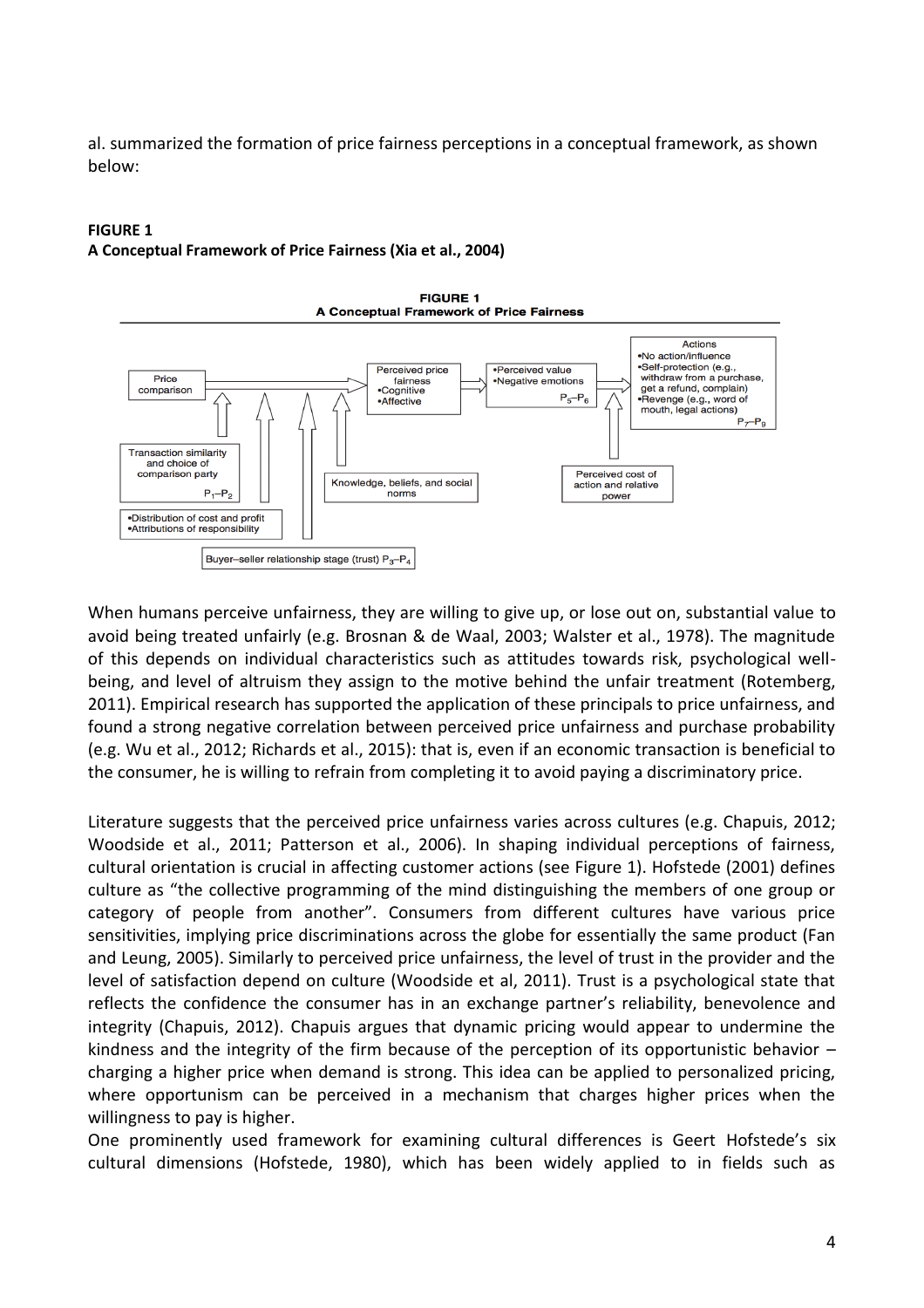al. summarized the formation of price fairness perceptions in a conceptual framework, as shown below:

**FIGURE 1**
**A Conceptual Framework of Price Fairness (Xia et al., 2004)**

When humans perceive unfairness, they are willing to give up, or lose out on, substantial value to avoid being treated unfairly (e.g. Brosnan & de Waal, 2003; Walster et al., 1978). The magnitude of this depends on individual characteristics such as attitudes towards risk, psychological well-being, and level of altruism they assign to the motive behind the unfair treatment (Rotemberg, 2011). Empirical research has supported the application of these principals to price unfairness, and found a strong negative correlation between perceived price unfairness and purchase probability (e.g. Wu et al., 2012; Richards et al., 2015): that is, even if an economic transaction is beneficial to the consumer, he is willing to refrain from completing it to avoid paying a discriminatory price.

Literature suggests that the perceived price unfairness varies across cultures (e.g. Chapuis, 2012; Woodside et al., 2011; Patterson et al., 2006). In shaping individual perceptions of fairness, cultural orientation is crucial in affecting customer actions (see Figure 1). Hofstede (2001) defines culture as "the collective programming of the mind distinguishing the members of one group or category of people from another". Consumers from different cultures have various price sensitivities, implying price discriminations across the globe for essentially the same product (Fan and Leung, 2005). Similarly to perceived price unfairness, the level of trust in the provider and the level of satisfaction depend on culture (Woodside et al, 2011). Trust is a psychological state that reflects the confidence the consumer has in an exchange partner's reliability, benevolence and integrity (Chapuis, 2012). Chapuis argues that dynamic pricing would appear to undermine the kindness and the integrity of the firm because of the perception of its opportunistic behavior – charging a higher price when demand is strong. This idea can be applied to personalized pricing, where opportunism can be perceived in a mechanism that charges higher prices when the willingness to pay is higher.
One prominently used framework for examining cultural differences is Geert Hofstede's six cultural dimensions (Hofstede, 1980), which has been widely applied to in fields such as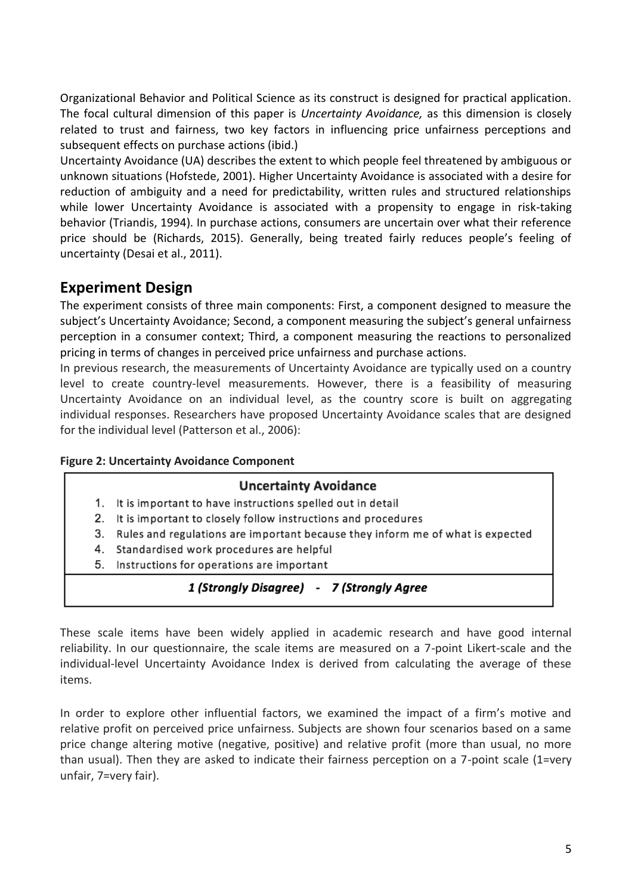Organizational Behavior and Political Science as its construct is designed for practical application. The focal cultural dimension of this paper is *Uncertainty Avoidance,* as this dimension is closely related to trust and fairness, two key factors in influencing price unfairness perceptions and subsequent effects on purchase actions (ibid.)

Uncertainty Avoidance (UA) describes the extent to which people feel threatened by ambiguous or unknown situations (Hofstede, 2001). Higher Uncertainty Avoidance is associated with a desire for reduction of ambiguity and a need for predictability, written rules and structured relationships while lower Uncertainty Avoidance is associated with a propensity to engage in risk-taking behavior (Triandis, 1994). In purchase actions, consumers are uncertain over what their reference price should be (Richards, 2015). Generally, being treated fairly reduces people's feeling of uncertainty (Desai et al., 2011).

## Experiment Design

The experiment consists of three main components: First, a component designed to measure the subject's Uncertainty Avoidance; Second, a component measuring the subject's general unfairness perception in a consumer context; Third, a component measuring the reactions to personalized pricing in terms of changes in perceived price unfairness and purchase actions.

In previous research, the measurements of Uncertainty Avoidance are typically used on a country level to create country-level measurements. However, there is a feasibility of measuring Uncertainty Avoidance on an individual level, as the country score is built on aggregating individual responses. Researchers have proposed Uncertainty Avoidance scales that are designed for the individual level (Patterson et al., 2006):

**Figure 2: Uncertainty Avoidance Component**

| **Uncertainty Avoidance** |
|---|
| 1. It is important to have instructions spelled out in detail<br>2. It is important to closely follow instructions and procedures<br>3. Rules and regulations are important because they inform me of what is expected<br>4. Standardised work procedures are helpful<br>5. Instructions for operations are important |
| ***1 (Strongly Disagree) - 7 (Strongly Agree)*** |

These scale items have been widely applied in academic research and have good internal reliability. In our questionnaire, the scale items are measured on a 7-point Likert-scale and the individual-level Uncertainty Avoidance Index is derived from calculating the average of these items.

In order to explore other influential factors, we examined the impact of a firm's motive and relative profit on perceived price unfairness. Subjects are shown four scenarios based on a same price change altering motive (negative, positive) and relative profit (more than usual, no more than usual). Then they are asked to indicate their fairness perception on a 7-point scale (1=very unfair, 7=very fair).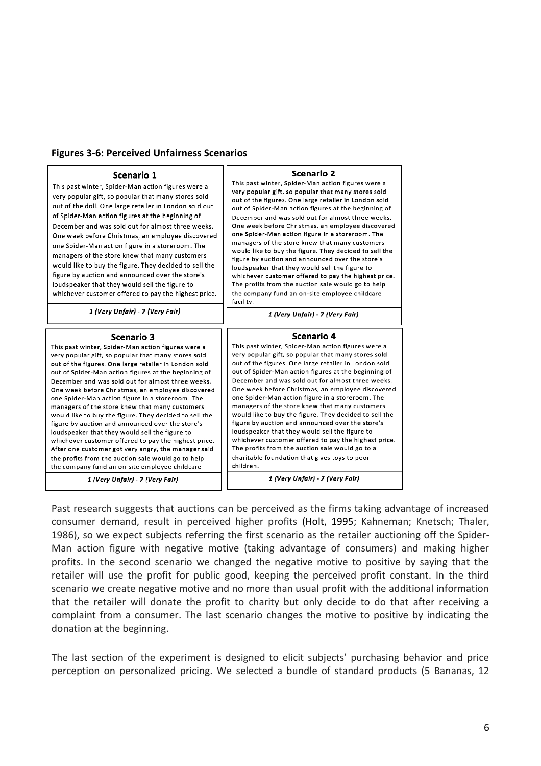**Figures 3-6: Perceived Unfairness Scenarios**

**Scenario 1**

This past winter, Spider-Man action figures were a very popular gift, so popular that many stores sold out of the doll. One large retailer in London sold out of Spider-Man action figures at the beginning of December and was sold out for almost three weeks. One week before Christmas, an employee discovered one Spider-Man action figure in a storeroom. The managers of the store knew that many customers would like to buy the figure. They decided to sell the figure by auction and announced over the store's loudspeaker that they would sell the figure to whichever customer offered to pay the highest price.

*1 (Very Unfair) - 7 (Very Fair)*

**Scenario 2**

This past winter, Spider-Man action figures were a very popular gift, so popular that many stores sold out of the figures. One large retailer in London sold out of Spider-Man action figures at the beginning of December and was sold out for almost three weeks. One week before Christmas, an employee discovered one Spider-Man action figure in a storeroom. The managers of the store knew that many customers would like to buy the figure. They decided to sell the figure by auction and announced over the store's loudspeaker that they would sell the figure to whichever customer offered to pay the highest price. The profits from the auction sale would go to help the company fund an on-site employee childcare facility.

*1 (Very Unfair) - 7 (Very Fair)*

**Scenario 3**

This past winter, Spider-Man action figures were a very popular gift, so popular that many stores sold out of the figures. One large retailer in London sold out of Spider-Man action figures at the beginning of December and was sold out for almost three weeks. One week before Christmas, an employee discovered one Spider-Man action figure in a storeroom. The managers of the store knew that many customers would like to buy the figure. They decided to sell the figure by auction and announced over the store's loudspeaker that they would sell the figure to whichever customer offered to pay the highest price. After one customer got very angry, the manager said the profits from the auction sale would go to help the company fund an on-site employee childcare

*1 (Very Unfair) - 7 (Very Fair)*

**Scenario 4**

This past winter, Spider-Man action figures were a very popular gift, so popular that many stores sold out of the figures. One large retailer in London sold out of Spider-Man action figures at the beginning of December and was sold out for almost three weeks. One week before Christmas, an employee discovered one Spider-Man action figure in a storeroom. The managers of the store knew that many customers would like to buy the figure. They decided to sell the figure by auction and announced over the store's loudspeaker that they would sell the figure to whichever customer offered to pay the highest price. The profits from the auction sale would go to a charitable foundation that gives toys to poor children.

*1 (Very Unfair) - 7 (Very Fair)*

Past research suggests that auctions can be perceived as the firms taking advantage of increased consumer demand, result in perceived higher profits (Holt, 1995; Kahneman; Knetsch; Thaler, 1986), so we expect subjects referring the first scenario as the retailer auctioning off the Spider-Man action figure with negative motive (taking advantage of consumers) and making higher profits. In the second scenario we changed the negative motive to positive by saying that the retailer will use the profit for public good, keeping the perceived profit constant. In the third scenario we create negative motive and no more than usual profit with the additional information that the retailer will donate the profit to charity but only decide to do that after receiving a complaint from a consumer. The last scenario changes the motive to positive by indicating the donation at the beginning.

The last section of the experiment is designed to elicit subjects' purchasing behavior and price perception on personalized pricing. We selected a bundle of standard products (5 Bananas, 12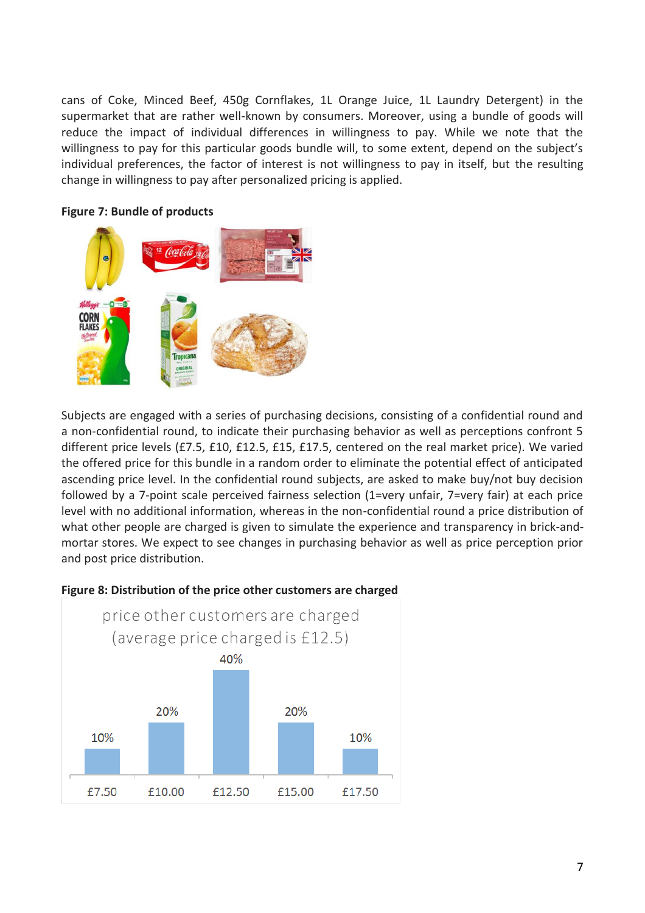cans of Coke, Minced Beef, 450g Cornflakes, 1L Orange Juice, 1L Laundry Detergent) in the supermarket that are rather well-known by consumers. Moreover, using a bundle of goods will reduce the impact of individual differences in willingness to pay. While we note that the willingness to pay for this particular goods bundle will, to some extent, depend on the subject's individual preferences, the factor of interest is not willingness to pay in itself, but the resulting change in willingness to pay after personalized pricing is applied.

**Figure 7: Bundle of products**

Subjects are engaged with a series of purchasing decisions, consisting of a confidential round and a non-confidential round, to indicate their purchasing behavior as well as perceptions confront 5 different price levels (£7.5, £10, £12.5, £15, £17.5, centered on the real market price). We varied the offered price for this bundle in a random order to eliminate the potential effect of anticipated ascending price level. In the confidential round subjects, are asked to make buy/not buy decision followed by a 7-point scale perceived fairness selection (1=very unfair, 7=very fair) at each price level with no additional information, whereas in the non-confidential round a price distribution of what other people are charged is given to simulate the experience and transparency in brick-and-mortar stores. We expect to see changes in purchasing behavior as well as price perception prior and post price distribution.

**Figure 8: Distribution of the price other customers are charged**

price other customers are charged (average price charged is £12.5)

| Price | Share |
|---|---|
| £7.50 | 10% |
| £10.00 | 20% |
| £12.50 | 40% |
| £15.00 | 20% |
| £17.50 | 10% |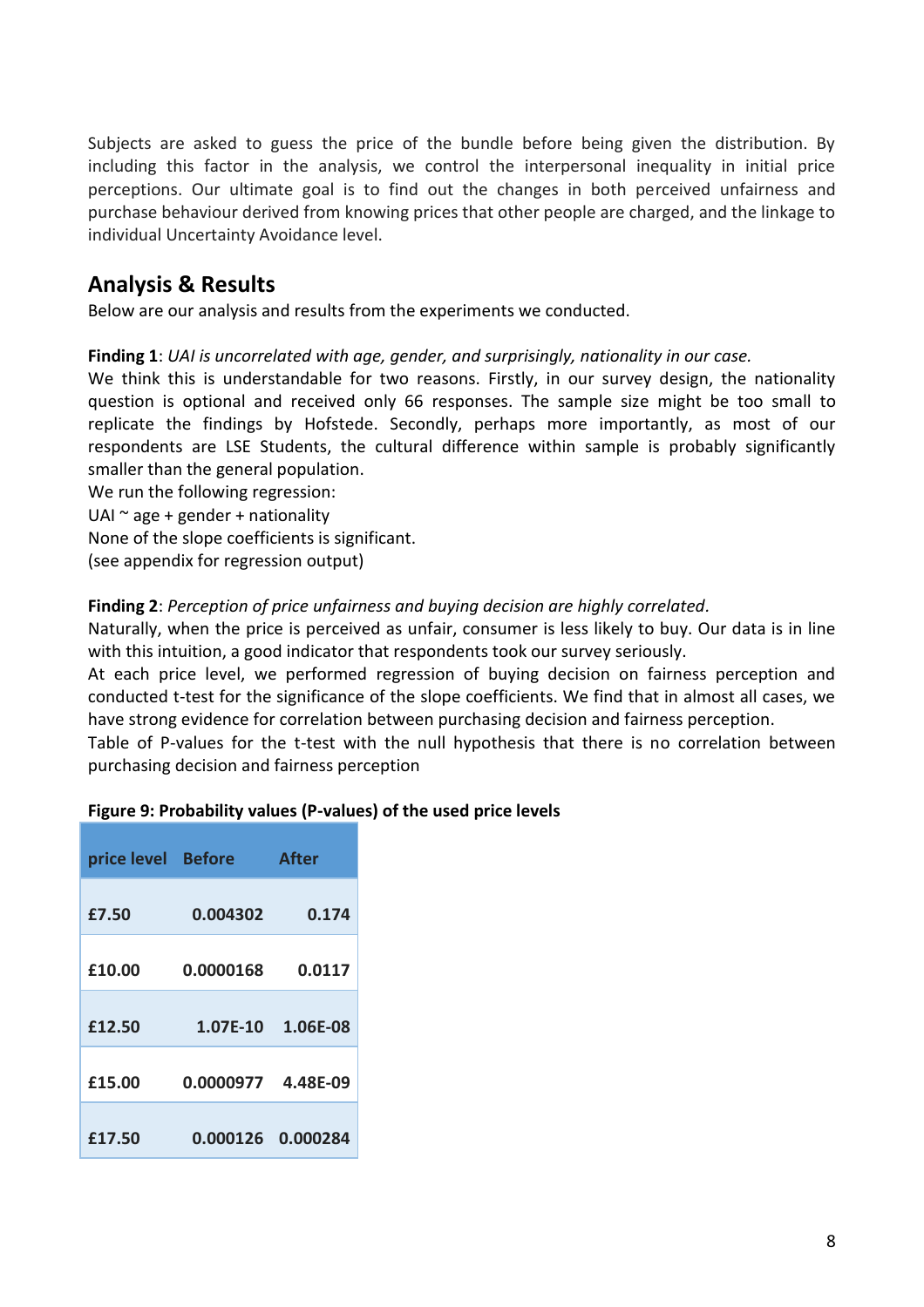Subjects are asked to guess the price of the bundle before being given the distribution. By including this factor in the analysis, we control the interpersonal inequality in initial price perceptions. Our ultimate goal is to find out the changes in both perceived unfairness and purchase behaviour derived from knowing prices that other people are charged, and the linkage to individual Uncertainty Avoidance level.

## Analysis & Results

Below are our analysis and results from the experiments we conducted.

**Finding 1**: *UAI is uncorrelated with age, gender, and surprisingly, nationality in our case.*
We think this is understandable for two reasons. Firstly, in our survey design, the nationality question is optional and received only 66 responses. The sample size might be too small to replicate the findings by Hofstede. Secondly, perhaps more importantly, as most of our respondents are LSE Students, the cultural difference within sample is probably significantly smaller than the general population.
We run the following regression:
UAI ~ age + gender + nationality
None of the slope coefficients is significant.
(see appendix for regression output)

**Finding 2**: *Perception of price unfairness and buying decision are highly correlated*.
Naturally, when the price is perceived as unfair, consumer is less likely to buy. Our data is in line with this intuition, a good indicator that respondents took our survey seriously.
At each price level, we performed regression of buying decision on fairness perception and conducted t-test for the significance of the slope coefficients. We find that in almost all cases, we have strong evidence for correlation between purchasing decision and fairness perception.
Table of P-values for the t-test with the null hypothesis that there is no correlation between purchasing decision and fairness perception

**Figure 9: Probability values (P-values) of the used price levels**

| price level | Before | After |
|---|---|---|
| £7.50 | 0.004302 | 0.174 |
| £10.00 | 0.0000168 | 0.0117 |
| £12.50 | 1.07E-10 | 1.06E-08 |
| £15.00 | 0.0000977 | 4.48E-09 |
| £17.50 | 0.000126 | 0.000284 |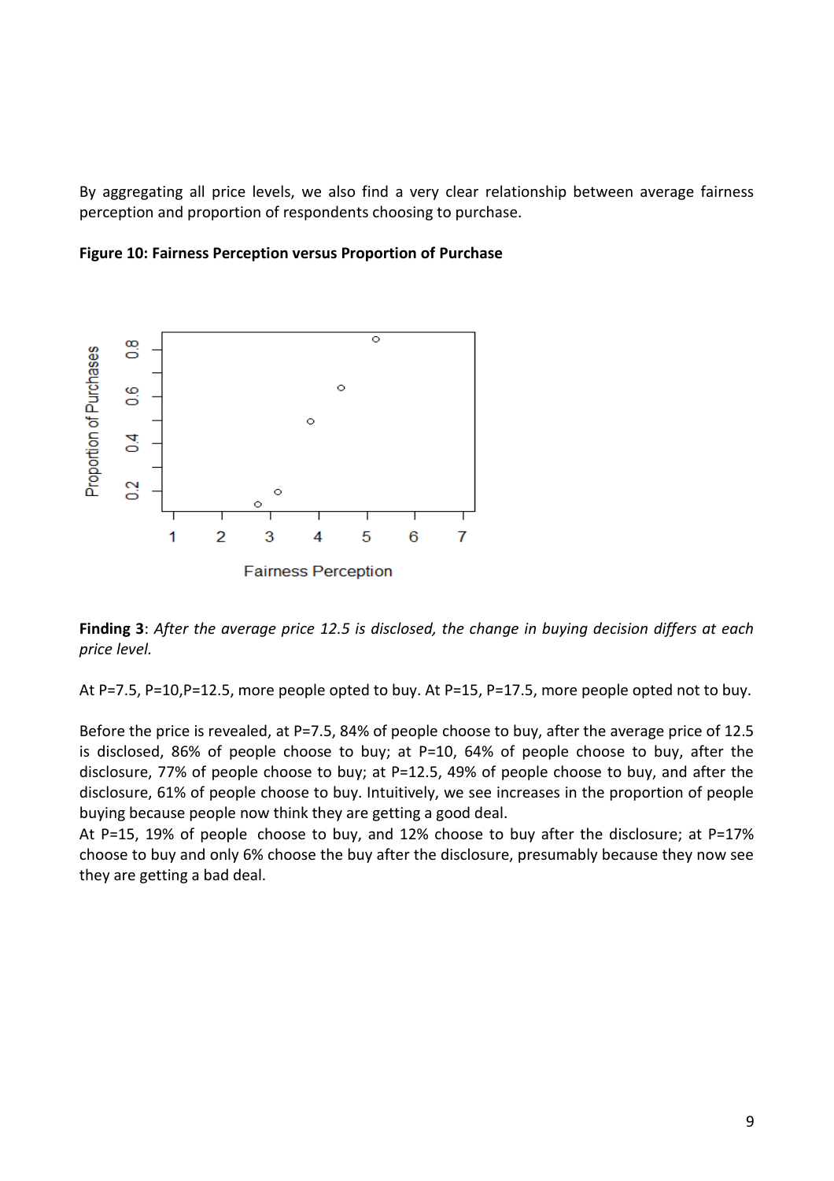By aggregating all price levels, we also find a very clear relationship between average fairness perception and proportion of respondents choosing to purchase.

**Figure 10: Fairness Perception versus Proportion of Purchase**

**Finding 3**: *After the average price 12.5 is disclosed, the change in buying decision differs at each price level.*

At P=7.5, P=10,P=12.5, more people opted to buy. At P=15, P=17.5, more people opted not to buy.

Before the price is revealed, at P=7.5, 84% of people choose to buy, after the average price of 12.5 is disclosed, 86% of people choose to buy; at P=10, 64% of people choose to buy, after the disclosure, 77% of people choose to buy; at P=12.5, 49% of people choose to buy, and after the disclosure, 61% of people choose to buy. Intuitively, we see increases in the proportion of people buying because people now think they are getting a good deal.
At P=15, 19% of people choose to buy, and 12% choose to buy after the disclosure; at P=17% choose to buy and only 6% choose the buy after the disclosure, presumably because they now see they are getting a bad deal.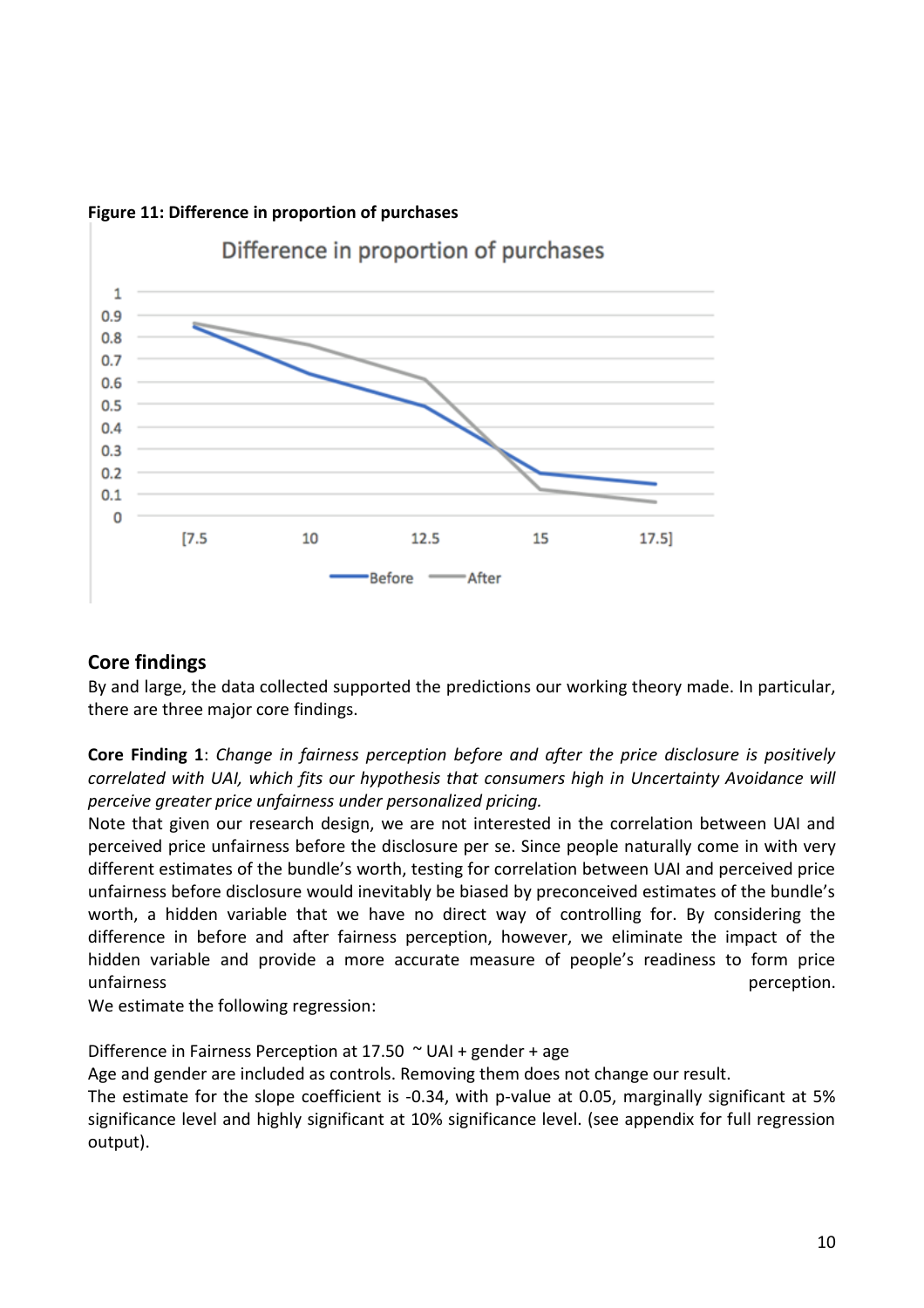**Figure 11: Difference in proportion of purchases**

## Core findings

By and large, the data collected supported the predictions our working theory made. In particular, there are three major core findings.

**Core Finding 1**: *Change in fairness perception before and after the price disclosure is positively correlated with UAI, which fits our hypothesis that consumers high in Uncertainty Avoidance will perceive greater price unfairness under personalized pricing.*

Note that given our research design, we are not interested in the correlation between UAI and perceived price unfairness before the disclosure per se. Since people naturally come in with very different estimates of the bundle's worth, testing for correlation between UAI and perceived price unfairness before disclosure would inevitably be biased by preconceived estimates of the bundle's worth, a hidden variable that we have no direct way of controlling for. By considering the difference in before and after fairness perception, however, we eliminate the impact of the hidden variable and provide a more accurate measure of people's readiness to form price unfairness perception.

We estimate the following regression:

Difference in Fairness Perception at 17.50 ~ UAI + gender + age

Age and gender are included as controls. Removing them does not change our result.

The estimate for the slope coefficient is -0.34, with p-value at 0.05, marginally significant at 5% significance level and highly significant at 10% significance level. (see appendix for full regression output).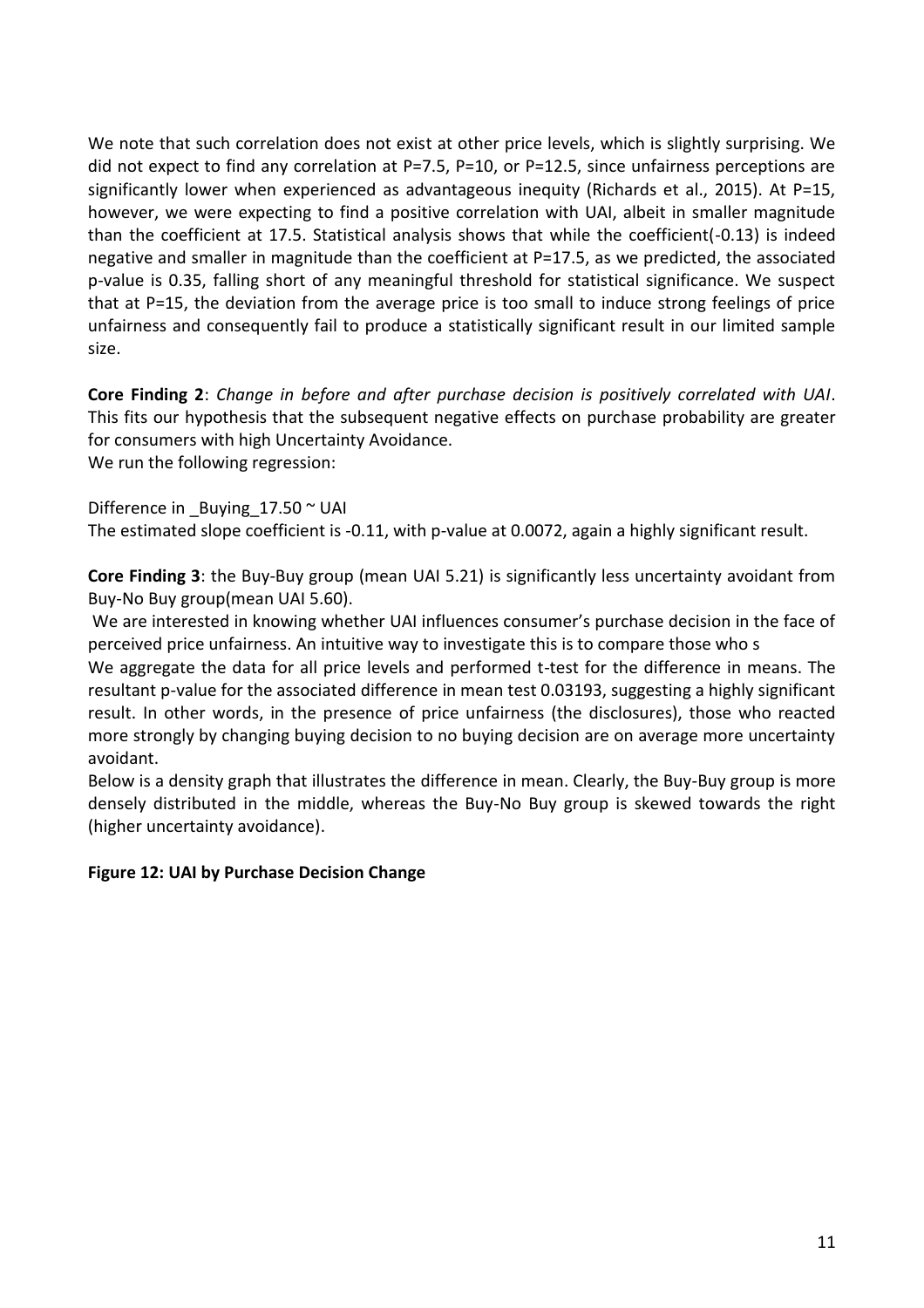We note that such correlation does not exist at other price levels, which is slightly surprising. We did not expect to find any correlation at P=7.5, P=10, or P=12.5, since unfairness perceptions are significantly lower when experienced as advantageous inequity (Richards et al., 2015). At P=15, however, we were expecting to find a positive correlation with UAI, albeit in smaller magnitude than the coefficient at 17.5. Statistical analysis shows that while the coefficient(-0.13) is indeed negative and smaller in magnitude than the coefficient at P=17.5, as we predicted, the associated p-value is 0.35, falling short of any meaningful threshold for statistical significance. We suspect that at P=15, the deviation from the average price is too small to induce strong feelings of price unfairness and consequently fail to produce a statistically significant result in our limited sample size.

**Core Finding 2**: *Change in before and after purchase decision is positively correlated with UAI*. This fits our hypothesis that the subsequent negative effects on purchase probability are greater for consumers with high Uncertainty Avoidance.
We run the following regression:

Difference in _Buying_17.50 ~ UAI
The estimated slope coefficient is -0.11, with p-value at 0.0072, again a highly significant result.

**Core Finding 3**: the Buy-Buy group (mean UAI 5.21) is significantly less uncertainty avoidant from Buy-No Buy group(mean UAI 5.60).
We are interested in knowing whether UAI influences consumer's purchase decision in the face of perceived price unfairness. An intuitive way to investigate this is to compare those who s
We aggregate the data for all price levels and performed t-test for the difference in means. The resultant p-value for the associated difference in mean test 0.03193, suggesting a highly significant result. In other words, in the presence of price unfairness (the disclosures), those who reacted more strongly by changing buying decision to no buying decision are on average more uncertainty avoidant.
Below is a density graph that illustrates the difference in mean. Clearly, the Buy-Buy group is more densely distributed in the middle, whereas the Buy-No Buy group is skewed towards the right (higher uncertainty avoidance).

**Figure 12: UAI by Purchase Decision Change**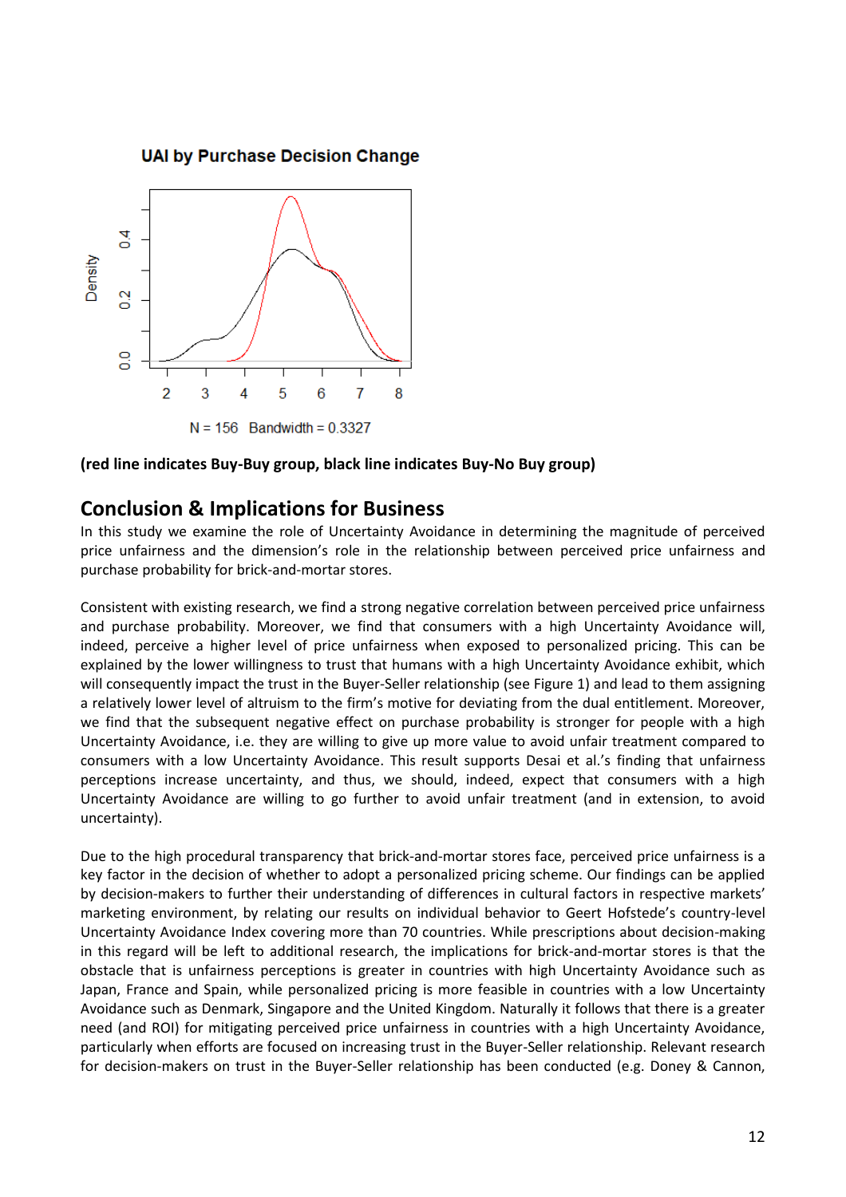UAI by Purchase Decision Change

N = 156 Bandwidth = 0.3327

**(red line indicates Buy-Buy group, black line indicates Buy-No Buy group)**

## Conclusion & Implications for Business

In this study we examine the role of Uncertainty Avoidance in determining the magnitude of perceived price unfairness and the dimension's role in the relationship between perceived price unfairness and purchase probability for brick-and-mortar stores.

Consistent with existing research, we find a strong negative correlation between perceived price unfairness and purchase probability. Moreover, we find that consumers with a high Uncertainty Avoidance will, indeed, perceive a higher level of price unfairness when exposed to personalized pricing. This can be explained by the lower willingness to trust that humans with a high Uncertainty Avoidance exhibit, which will consequently impact the trust in the Buyer-Seller relationship (see Figure 1) and lead to them assigning a relatively lower level of altruism to the firm's motive for deviating from the dual entitlement. Moreover, we find that the subsequent negative effect on purchase probability is stronger for people with a high Uncertainty Avoidance, i.e. they are willing to give up more value to avoid unfair treatment compared to consumers with a low Uncertainty Avoidance. This result supports Desai et al.'s finding that unfairness perceptions increase uncertainty, and thus, we should, indeed, expect that consumers with a high Uncertainty Avoidance are willing to go further to avoid unfair treatment (and in extension, to avoid uncertainty).

Due to the high procedural transparency that brick-and-mortar stores face, perceived price unfairness is a key factor in the decision of whether to adopt a personalized pricing scheme. Our findings can be applied by decision-makers to further their understanding of differences in cultural factors in respective markets' marketing environment, by relating our results on individual behavior to Geert Hofstede's country-level Uncertainty Avoidance Index covering more than 70 countries. While prescriptions about decision-making in this regard will be left to additional research, the implications for brick-and-mortar stores is that the obstacle that is unfairness perceptions is greater in countries with high Uncertainty Avoidance such as Japan, France and Spain, while personalized pricing is more feasible in countries with a low Uncertainty Avoidance such as Denmark, Singapore and the United Kingdom. Naturally it follows that there is a greater need (and ROI) for mitigating perceived price unfairness in countries with a high Uncertainty Avoidance, particularly when efforts are focused on increasing trust in the Buyer-Seller relationship. Relevant research for decision-makers on trust in the Buyer-Seller relationship has been conducted (e.g. Doney & Cannon,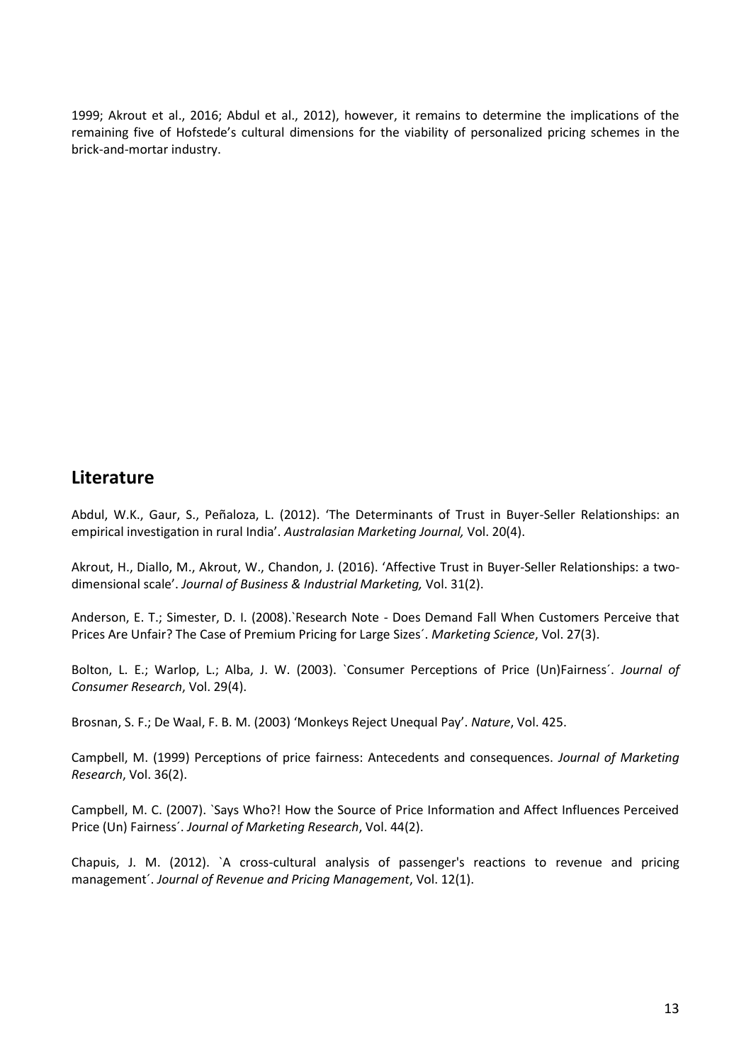1999; Akrout et al., 2016; Abdul et al., 2012), however, it remains to determine the implications of the remaining five of Hofstede's cultural dimensions for the viability of personalized pricing schemes in the brick-and-mortar industry.

## Literature

Abdul, W.K., Gaur, S., Peñaloza, L. (2012). 'The Determinants of Trust in Buyer-Seller Relationships: an empirical investigation in rural India'. *Australasian Marketing Journal,* Vol. 20(4).

Akrout, H., Diallo, M., Akrout, W., Chandon, J. (2016). 'Affective Trust in Buyer-Seller Relationships: a two-dimensional scale'. *Journal of Business & Industrial Marketing,* Vol. 31(2).

Anderson, E. T.; Simester, D. I. (2008).`Research Note - Does Demand Fall When Customers Perceive that Prices Are Unfair? The Case of Premium Pricing for Large Sizes´. *Marketing Science*, Vol. 27(3).

Bolton, L. E.; Warlop, L.; Alba, J. W. (2003). `Consumer Perceptions of Price (Un)Fairness´. *Journal of Consumer Research*, Vol. 29(4).

Brosnan, S. F.; De Waal, F. B. M. (2003) 'Monkeys Reject Unequal Pay'. *Nature*, Vol. 425.

Campbell, M. (1999) Perceptions of price fairness: Antecedents and consequences. *Journal of Marketing Research*, Vol. 36(2).

Campbell, M. C. (2007). `Says Who?! How the Source of Price Information and Affect Influences Perceived Price (Un) Fairness´. *Journal of Marketing Research*, Vol. 44(2).

Chapuis, J. M. (2012). `A cross-cultural analysis of passenger's reactions to revenue and pricing management´. *Journal of Revenue and Pricing Management*, Vol. 12(1).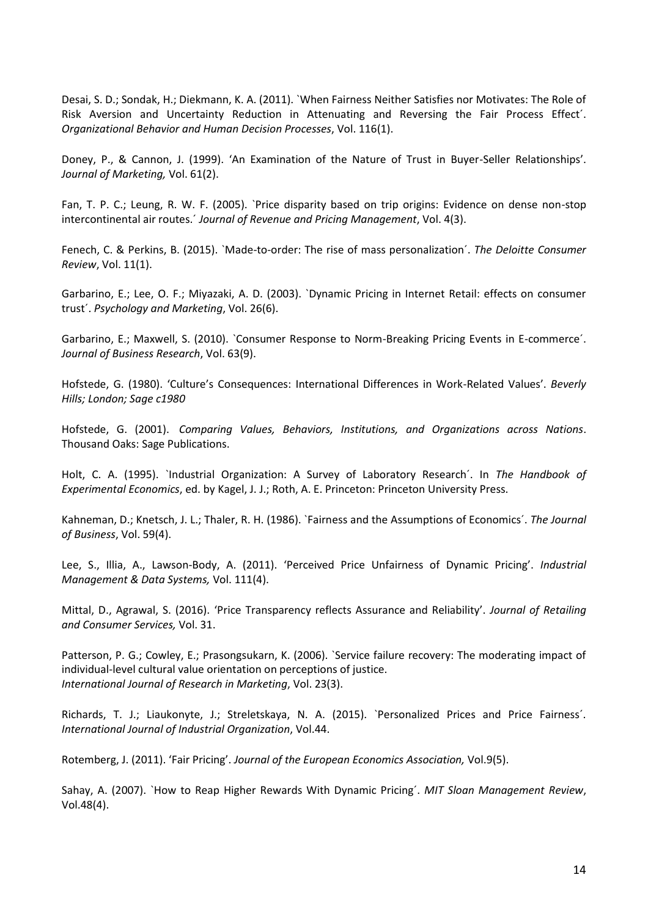Desai, S. D.; Sondak, H.; Diekmann, K. A. (2011). `When Fairness Neither Satisfies nor Motivates: The Role of Risk Aversion and Uncertainty Reduction in Attenuating and Reversing the Fair Process Effect´. *Organizational Behavior and Human Decision Processes*, Vol. 116(1).

Doney, P., & Cannon, J. (1999). 'An Examination of the Nature of Trust in Buyer-Seller Relationships'. *Journal of Marketing,* Vol. 61(2).

Fan, T. P. C.; Leung, R. W. F. (2005). `Price disparity based on trip origins: Evidence on dense non-stop intercontinental air routes.´ *Journal of Revenue and Pricing Management*, Vol. 4(3).

Fenech, C. & Perkins, B. (2015). `Made-to-order: The rise of mass personalization´. *The Deloitte Consumer Review*, Vol. 11(1).

Garbarino, E.; Lee, O. F.; Miyazaki, A. D. (2003). `Dynamic Pricing in Internet Retail: effects on consumer trust´. *Psychology and Marketing*, Vol. 26(6).

Garbarino, E.; Maxwell, S. (2010). `Consumer Response to Norm-Breaking Pricing Events in E-commerce´. *Journal of Business Research*, Vol. 63(9).

Hofstede, G. (1980). 'Culture's Consequences: International Differences in Work-Related Values'. *Beverly Hills; London; Sage c1980*

Hofstede, G. (2001). *Comparing Values, Behaviors, Institutions, and Organizations across Nations*. Thousand Oaks: Sage Publications.

Holt, C. A. (1995). `Industrial Organization: A Survey of Laboratory Research´. In *The Handbook of Experimental Economics*, ed. by Kagel, J. J.; Roth, A. E. Princeton: Princeton University Press.

Kahneman, D.; Knetsch, J. L.; Thaler, R. H. (1986). `Fairness and the Assumptions of Economics´. *The Journal of Business*, Vol. 59(4).

Lee, S., Illia, A., Lawson-Body, A. (2011). 'Perceived Price Unfairness of Dynamic Pricing'. *Industrial Management & Data Systems,* Vol. 111(4).

Mittal, D., Agrawal, S. (2016). 'Price Transparency reflects Assurance and Reliability'. *Journal of Retailing and Consumer Services,* Vol. 31.

Patterson, P. G.; Cowley, E.; Prasongsukarn, K. (2006). `Service failure recovery: The moderating impact of individual-level cultural value orientation on perceptions of justice. *International Journal of Research in Marketing*, Vol. 23(3).

Richards, T. J.; Liaukonyte, J.; Streletskaya, N. A. (2015). `Personalized Prices and Price Fairness´. *International Journal of Industrial Organization*, Vol.44.

Rotemberg, J. (2011). 'Fair Pricing'. *Journal of the European Economics Association,* Vol.9(5).

Sahay, A. (2007). `How to Reap Higher Rewards With Dynamic Pricing´. *MIT Sloan Management Review*, Vol.48(4).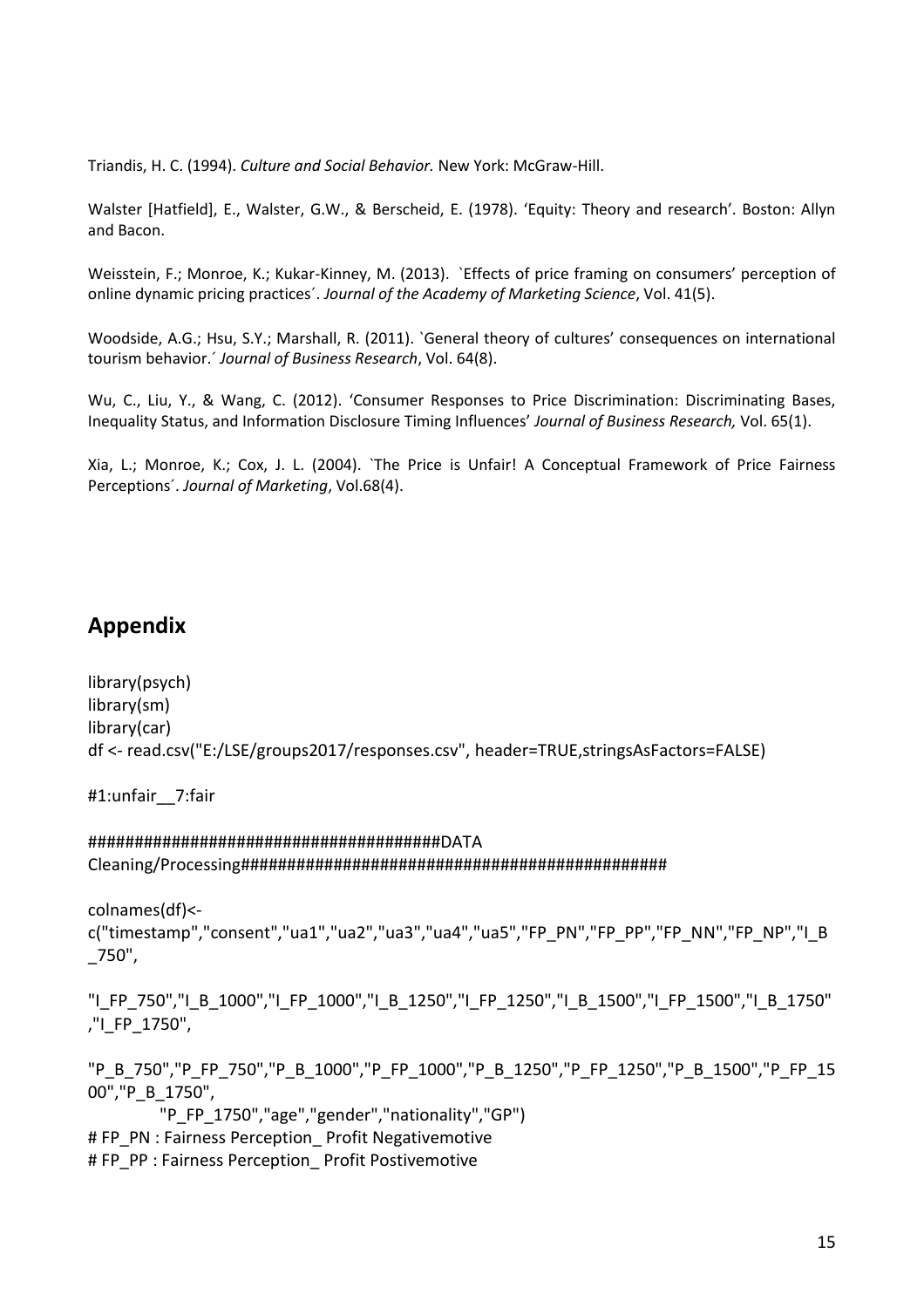Triandis, H. C. (1994). *Culture and Social Behavior.* New York: McGraw-Hill.

Walster [Hatfield], E., Walster, G.W., & Berscheid, E. (1978). 'Equity: Theory and research'. Boston: Allyn and Bacon.

Weisstein, F.; Monroe, K.; Kukar-Kinney, M. (2013). `Effects of price framing on consumers' perception of online dynamic pricing practices´. *Journal of the Academy of Marketing Science*, Vol. 41(5).

Woodside, A.G.; Hsu, S.Y.; Marshall, R. (2011). `General theory of cultures' consequences on international tourism behavior.´ *Journal of Business Research*, Vol. 64(8).

Wu, C., Liu, Y., & Wang, C. (2012). 'Consumer Responses to Price Discrimination: Discriminating Bases, Inequality Status, and Information Disclosure Timing Influences' *Journal of Business Research,* Vol. 65(1).

Xia, L.; Monroe, K.; Cox, J. L. (2004). `The Price is Unfair! A Conceptual Framework of Price Fairness Perceptions´. *Journal of Marketing*, Vol.68(4).

## Appendix

```
library(psych)
library(sm)
library(car)
df <- read.csv("E:/LSE/groups2017/responses.csv", header=TRUE,stringsAsFactors=FALSE)

#1:unfair__7:fair

########################################DATA Cleaning/Processing###############################################

colnames(df)<-
c("timestamp","consent","ua1","ua2","ua3","ua4","ua5","FP_PN","FP_PP","FP_NN","FP_NP","I_B_750",

"I_FP_750","I_B_1000","I_FP_1000","I_B_1250","I_FP_1250","I_B_1500","I_FP_1500","I_B_1750","I_FP_1750",

"P_B_750","P_FP_750","P_B_1000","P_FP_1000","P_B_1250","P_FP_1250","P_B_1500","P_FP_1500","P_B_1750",
            "P_FP_1750","age","gender","nationality","GP")
# FP_PN : Fairness Perception_ Profit Negativemotive
# FP_PP : Fairness Perception_ Profit Postivemotive
```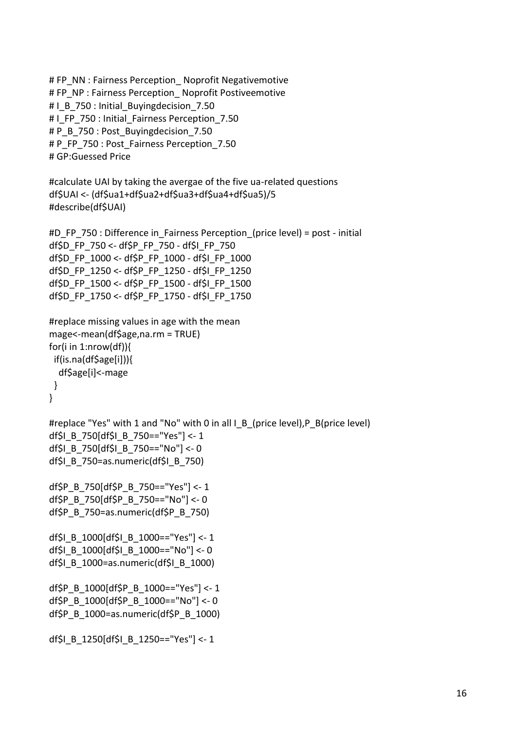```
# FP_NN : Fairness Perception_ Noprofit Negativemotive
# FP_NP : Fairness Perception_ Noprofit Postiveemotive
# I_B_750 : Initial_Buyingdecision_7.50
# I_FP_750 : Initial_Fairness Perception_7.50
# P_B_750 : Post_Buyingdecision_7.50
# P_FP_750 : Post_Fairness Perception_7.50
# GP:Guessed Price

#calculate UAI by taking the avergae of the five ua-related questions
df$UAI <- (df$ua1+df$ua2+df$ua3+df$ua4+df$ua5)/5
#describe(df$UAI)

#D_FP_750 : Difference in_Fairness Perception_(price level) = post - initial
df$D_FP_750 <- df$P_FP_750 - df$I_FP_750
df$D_FP_1000 <- df$P_FP_1000 - df$I_FP_1000
df$D_FP_1250 <- df$P_FP_1250 - df$I_FP_1250
df$D_FP_1500 <- df$P_FP_1500 - df$I_FP_1500
df$D_FP_1750 <- df$P_FP_1750 - df$I_FP_1750

#replace missing values in age with the mean
mage<-mean(df$age,na.rm = TRUE)
for(i in 1:nrow(df)){
  if(is.na(df$age[i])){
    df$age[i]<-mage
  }
}

#replace "Yes" with 1 and "No" with 0 in all I_B_(price level),P_B(price level)
df$I_B_750[df$I_B_750=="Yes"] <- 1
df$I_B_750[df$I_B_750=="No"] <- 0
df$I_B_750=as.numeric(df$I_B_750)

df$P_B_750[df$P_B_750=="Yes"] <- 1
df$P_B_750[df$P_B_750=="No"] <- 0
df$P_B_750=as.numeric(df$P_B_750)

df$I_B_1000[df$I_B_1000=="Yes"] <- 1
df$I_B_1000[df$I_B_1000=="No"] <- 0
df$I_B_1000=as.numeric(df$I_B_1000)

df$P_B_1000[df$P_B_1000=="Yes"] <- 1
df$P_B_1000[df$P_B_1000=="No"] <- 0
df$P_B_1000=as.numeric(df$P_B_1000)

df$I_B_1250[df$I_B_1250=="Yes"] <- 1
```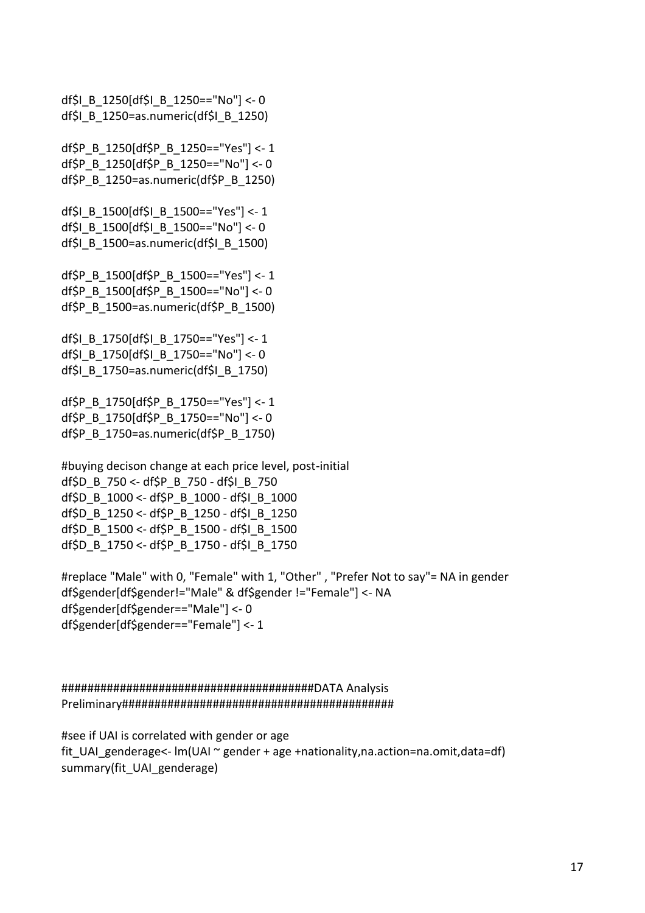```
df$I_B_1250[df$I_B_1250=="No"] <- 0
df$I_B_1250=as.numeric(df$I_B_1250)

df$P_B_1250[df$P_B_1250=="Yes"] <- 1
df$P_B_1250[df$P_B_1250=="No"] <- 0
df$P_B_1250=as.numeric(df$P_B_1250)

df$I_B_1500[df$I_B_1500=="Yes"] <- 1
df$I_B_1500[df$I_B_1500=="No"] <- 0
df$I_B_1500=as.numeric(df$I_B_1500)

df$P_B_1500[df$P_B_1500=="Yes"] <- 1
df$P_B_1500[df$P_B_1500=="No"] <- 0
df$P_B_1500=as.numeric(df$P_B_1500)

df$I_B_1750[df$I_B_1750=="Yes"] <- 1
df$I_B_1750[df$I_B_1750=="No"] <- 0
df$I_B_1750=as.numeric(df$I_B_1750)

df$P_B_1750[df$P_B_1750=="Yes"] <- 1
df$P_B_1750[df$P_B_1750=="No"] <- 0
df$P_B_1750=as.numeric(df$P_B_1750)

#buying decison change at each price level, post-initial
df$D_B_750 <- df$P_B_750 - df$I_B_750
df$D_B_1000 <- df$P_B_1000 - df$I_B_1000
df$D_B_1250 <- df$P_B_1250 - df$I_B_1250
df$D_B_1500 <- df$P_B_1500 - df$I_B_1500
df$D_B_1750 <- df$P_B_1750 - df$I_B_1750

#replace "Male" with 0, "Female" with 1, "Other" , "Prefer Not to say"= NA in gender
df$gender[df$gender!="Male" & df$gender !="Female"] <- NA
df$gender[df$gender=="Male"] <- 0
df$gender[df$gender=="Female"] <- 1


########################################DATA Analysis
Preliminary###########################################

#see if UAI is correlated with gender or age
fit_UAI_genderage<- lm(UAI ~ gender + age +nationality,na.action=na.omit,data=df)
summary(fit_UAI_genderage)
```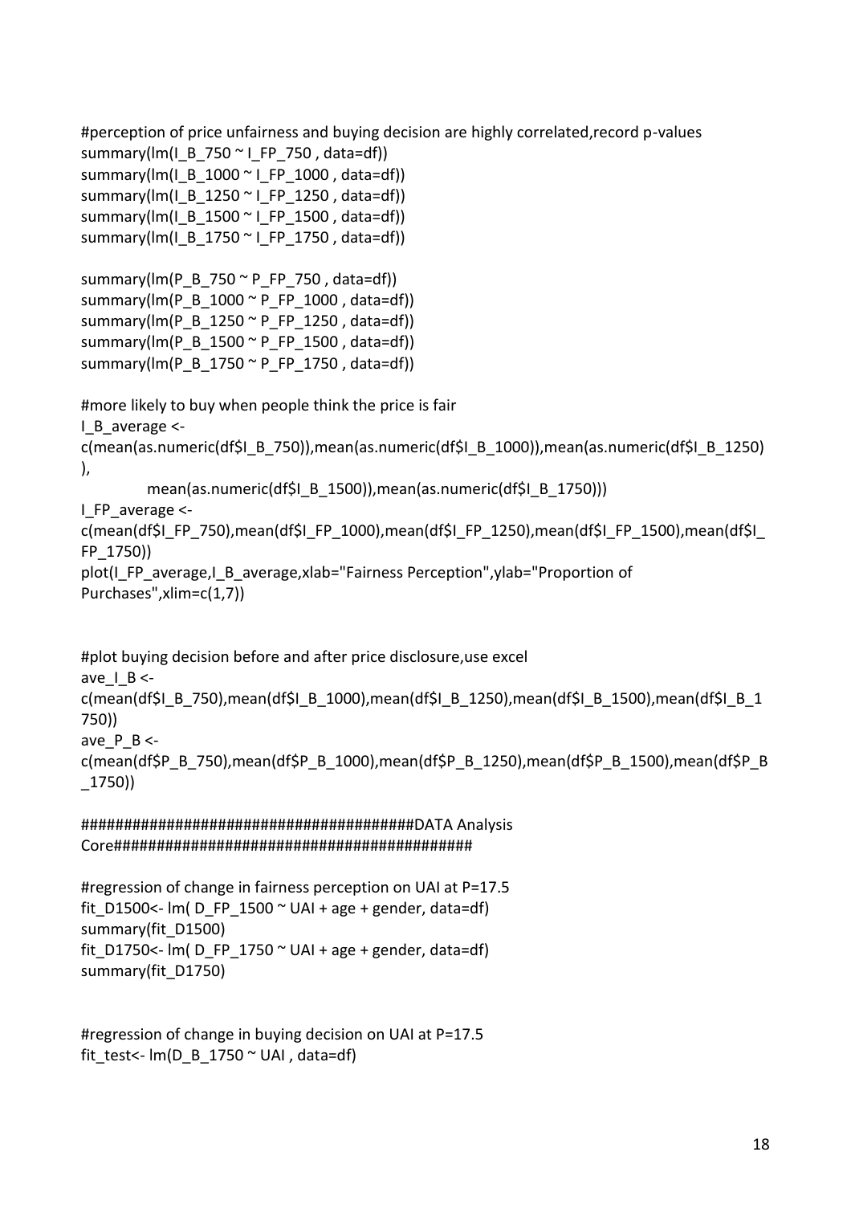```r
#perception of price unfairness and buying decision are highly correlated,record p-values
summary(lm(I_B_750 ~ I_FP_750 , data=df))
summary(lm(I_B_1000 ~ I_FP_1000 , data=df))
summary(lm(I_B_1250 ~ I_FP_1250 , data=df))
summary(lm(I_B_1500 ~ I_FP_1500 , data=df))
summary(lm(I_B_1750 ~ I_FP_1750 , data=df))

summary(lm(P_B_750 ~ P_FP_750 , data=df))
summary(lm(P_B_1000 ~ P_FP_1000 , data=df))
summary(lm(P_B_1250 ~ P_FP_1250 , data=df))
summary(lm(P_B_1500 ~ P_FP_1500 , data=df))
summary(lm(P_B_1750 ~ P_FP_1750 , data=df))

#more likely to buy when people think the price is fair
I_B_average <-
c(mean(as.numeric(df$I_B_750)),mean(as.numeric(df$I_B_1000)),mean(as.numeric(df$I_B_1250)
),
          mean(as.numeric(df$I_B_1500)),mean(as.numeric(df$I_B_1750)))
I_FP_average <-
c(mean(df$I_FP_750),mean(df$I_FP_1000),mean(df$I_FP_1250),mean(df$I_FP_1500),mean(df$I_
FP_1750))
plot(I_FP_average,I_B_average,xlab="Fairness Perception",ylab="Proportion of
Purchases",xlim=c(1,7))


#plot buying decision before and after price disclosure,use excel
ave_I_B <-
c(mean(df$I_B_750),mean(df$I_B_1000),mean(df$I_B_1250),mean(df$I_B_1500),mean(df$I_B_1
750))
ave_P_B <-
c(mean(df$P_B_750),mean(df$P_B_1000),mean(df$P_B_1250),mean(df$P_B_1500),mean(df$P_B
_1750))

#######################################DATA Analysis
Core###########################################

#regression of change in fairness perception on UAI at P=17.5
fit_D1500<- lm( D_FP_1500 ~ UAI + age + gender, data=df)
summary(fit_D1500)
fit_D1750<- lm( D_FP_1750 ~ UAI + age + gender, data=df)
summary(fit_D1750)


#regression of change in buying decision on UAI at P=17.5
fit_test<- lm(D_B_1750 ~ UAI , data=df)
```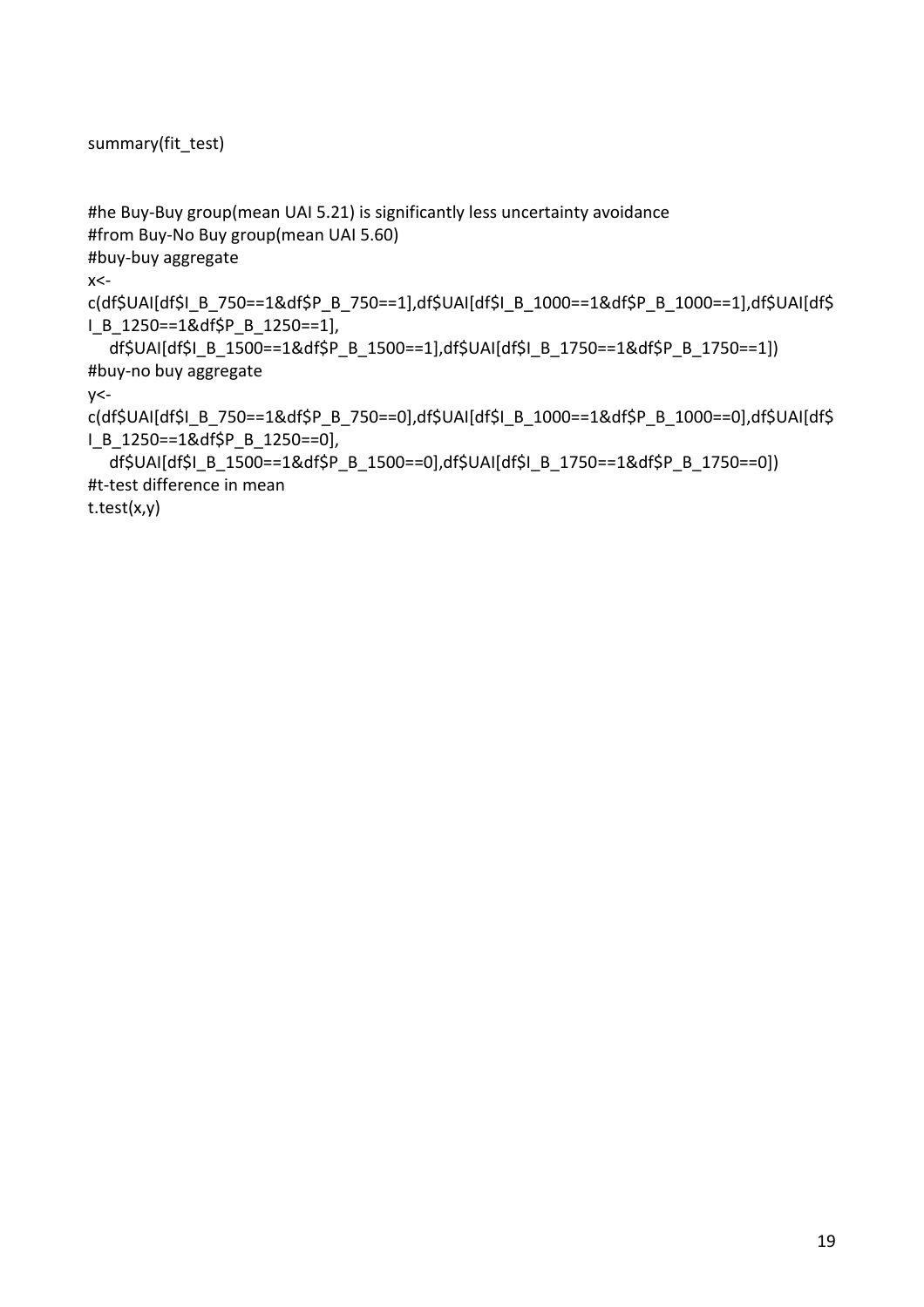```
summary(fit_test)


#he Buy-Buy group(mean UAI 5.21) is significantly less uncertainty avoidance
#from Buy-No Buy group(mean UAI 5.60)
#buy-buy aggregate
x<-
c(df$UAI[df$I_B_750==1&df$P_B_750==1],df$UAI[df$I_B_1000==1&df$P_B_1000==1],df$UAI[df$I_B_1250==1&df$P_B_1250==1],
   df$UAI[df$I_B_1500==1&df$P_B_1500==1],df$UAI[df$I_B_1750==1&df$P_B_1750==1])
#buy-no buy aggregate
y<-
c(df$UAI[df$I_B_750==1&df$P_B_750==0],df$UAI[df$I_B_1000==1&df$P_B_1000==0],df$UAI[df$I_B_1250==1&df$P_B_1250==0],
   df$UAI[df$I_B_1500==1&df$P_B_1500==0],df$UAI[df$I_B_1750==1&df$P_B_1750==0])
#t-test difference in mean
t.test(x,y)
```